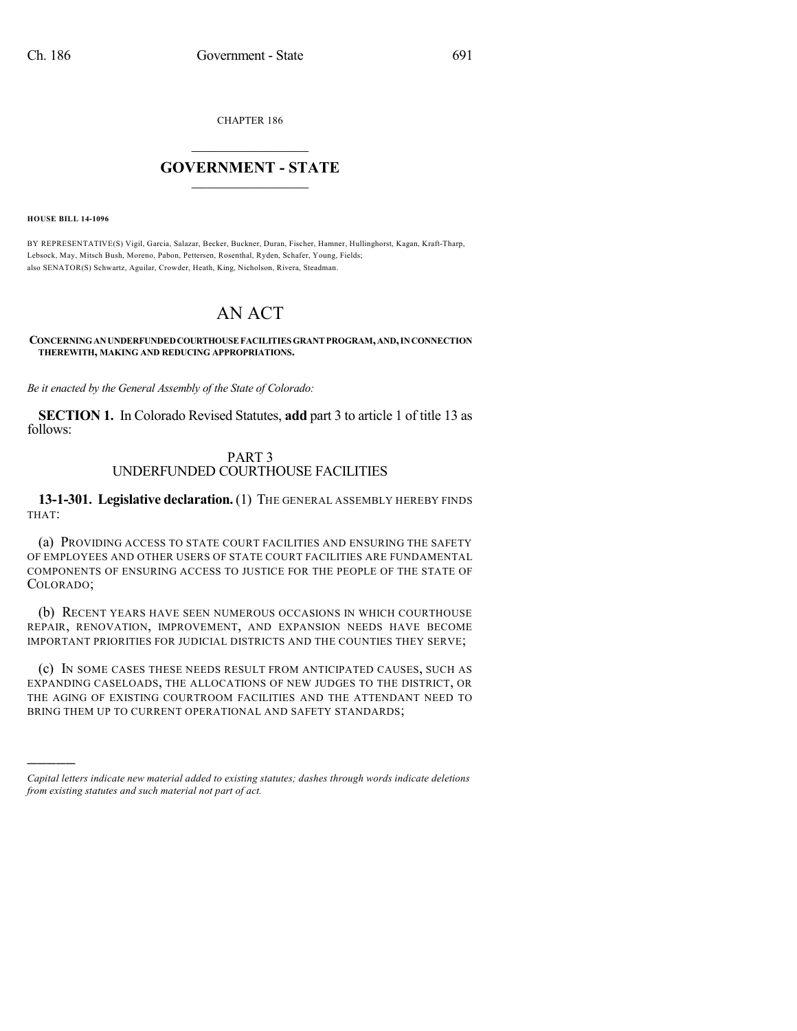CHAPTER 186

## GOVERNMENT - STATE

**HOUSE BILL 14-1096**

BY REPRESENTATIVE(S) Vigil, Garcia, Salazar, Becker, Buckner, Duran, Fischer, Hamner, Hullinghorst, Kagan, Kraft-Tharp, Lebsock, May, Mitsch Bush, Moreno, Pabon, Pettersen, Rosenthal, Ryden, Schafer, Young, Fields;
also SENATOR(S) Schwartz, Aguilar, Crowder, Heath, King, Nicholson, Rivera, Steadman.

# AN ACT

**CONCERNING AN UNDERFUNDED COURTHOUSE FACILITIES GRANT PROGRAM, AND, IN CONNECTION THEREWITH, MAKING AND REDUCING APPROPRIATIONS.**

*Be it enacted by the General Assembly of the State of Colorado:*

**SECTION 1.** In Colorado Revised Statutes, **add** part 3 to article 1 of title 13 as follows:

PART 3
UNDERFUNDED COURTHOUSE FACILITIES

**13-1-301. Legislative declaration.** (1) THE GENERAL ASSEMBLY HEREBY FINDS THAT:

(a) PROVIDING ACCESS TO STATE COURT FACILITIES AND ENSURING THE SAFETY OF EMPLOYEES AND OTHER USERS OF STATE COURT FACILITIES ARE FUNDAMENTAL COMPONENTS OF ENSURING ACCESS TO JUSTICE FOR THE PEOPLE OF THE STATE OF COLORADO;

(b) RECENT YEARS HAVE SEEN NUMEROUS OCCASIONS IN WHICH COURTHOUSE REPAIR, RENOVATION, IMPROVEMENT, AND EXPANSION NEEDS HAVE BECOME IMPORTANT PRIORITIES FOR JUDICIAL DISTRICTS AND THE COUNTIES THEY SERVE;

(c) IN SOME CASES THESE NEEDS RESULT FROM ANTICIPATED CAUSES, SUCH AS EXPANDING CASELOADS, THE ALLOCATIONS OF NEW JUDGES TO THE DISTRICT, OR THE AGING OF EXISTING COURTROOM FACILITIES AND THE ATTENDANT NEED TO BRING THEM UP TO CURRENT OPERATIONAL AND SAFETY STANDARDS;

---

*Capital letters indicate new material added to existing statutes; dashes through words indicate deletions from existing statutes and such material not part of act.*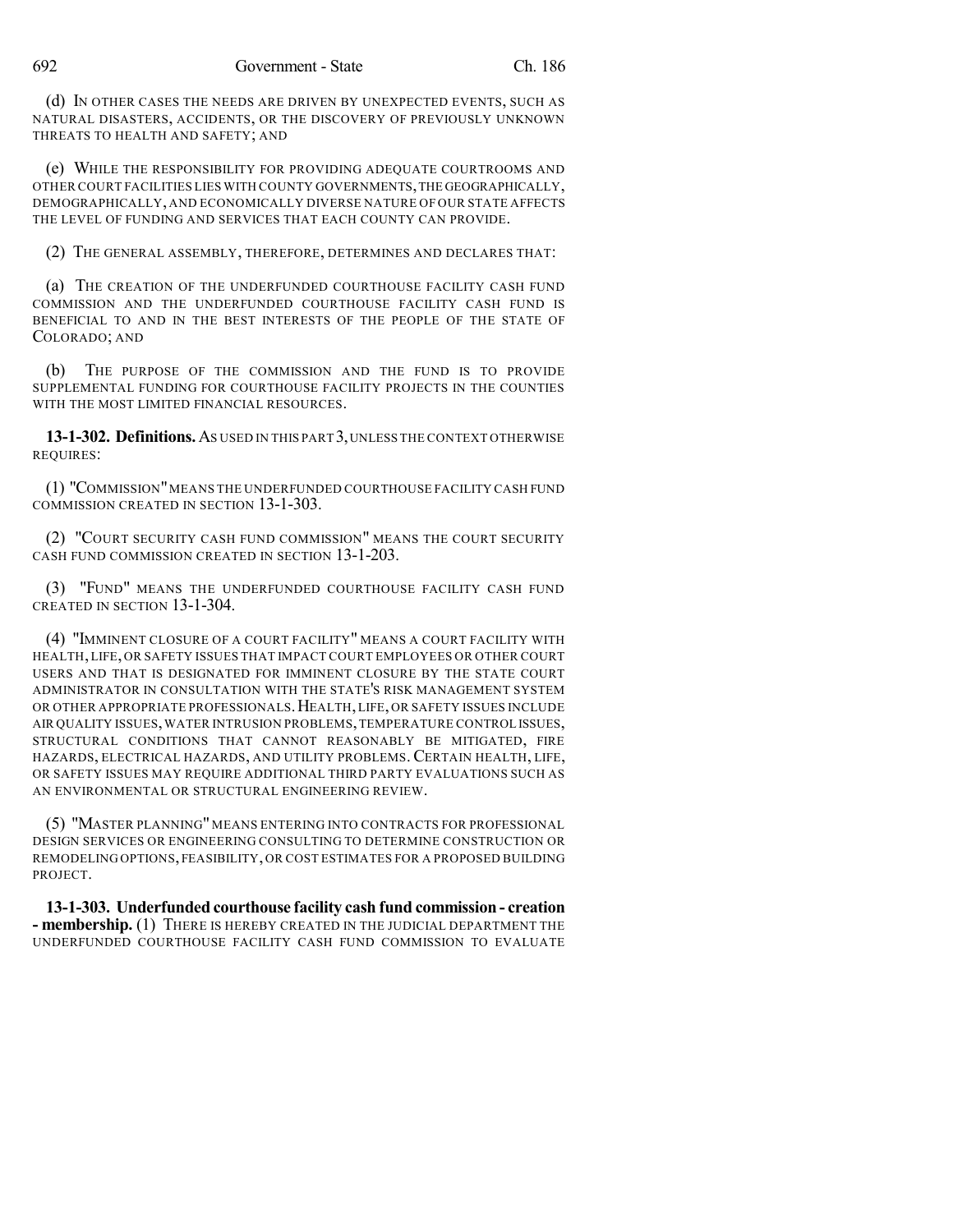(d) IN OTHER CASES THE NEEDS ARE DRIVEN BY UNEXPECTED EVENTS, SUCH AS NATURAL DISASTERS, ACCIDENTS, OR THE DISCOVERY OF PREVIOUSLY UNKNOWN THREATS TO HEALTH AND SAFETY; AND

(e) WHILE THE RESPONSIBILITY FOR PROVIDING ADEQUATE COURTROOMS AND OTHER COURT FACILITIES LIES WITH COUNTY GOVERNMENTS, THE GEOGRAPHICALLY, DEMOGRAPHICALLY, AND ECONOMICALLY DIVERSE NATURE OF OUR STATE AFFECTS THE LEVEL OF FUNDING AND SERVICES THAT EACH COUNTY CAN PROVIDE.

(2) THE GENERAL ASSEMBLY, THEREFORE, DETERMINES AND DECLARES THAT:

(a) THE CREATION OF THE UNDERFUNDED COURTHOUSE FACILITY CASH FUND COMMISSION AND THE UNDERFUNDED COURTHOUSE FACILITY CASH FUND IS BENEFICIAL TO AND IN THE BEST INTERESTS OF THE PEOPLE OF THE STATE OF COLORADO; AND

(b) THE PURPOSE OF THE COMMISSION AND THE FUND IS TO PROVIDE SUPPLEMENTAL FUNDING FOR COURTHOUSE FACILITY PROJECTS IN THE COUNTIES WITH THE MOST LIMITED FINANCIAL RESOURCES.

**13-1-302. Definitions.** AS USED IN THIS PART 3, UNLESS THE CONTEXT OTHERWISE REQUIRES:

(1) "COMMISSION" MEANS THE UNDERFUNDED COURTHOUSE FACILITY CASH FUND COMMISSION CREATED IN SECTION 13-1-303.

(2) "COURT SECURITY CASH FUND COMMISSION" MEANS THE COURT SECURITY CASH FUND COMMISSION CREATED IN SECTION 13-1-203.

(3) "FUND" MEANS THE UNDERFUNDED COURTHOUSE FACILITY CASH FUND CREATED IN SECTION 13-1-304.

(4) "IMMINENT CLOSURE OF A COURT FACILITY" MEANS A COURT FACILITY WITH HEALTH, LIFE, OR SAFETY ISSUES THAT IMPACT COURT EMPLOYEES OR OTHER COURT USERS AND THAT IS DESIGNATED FOR IMMINENT CLOSURE BY THE STATE COURT ADMINISTRATOR IN CONSULTATION WITH THE STATE'S RISK MANAGEMENT SYSTEM OR OTHER APPROPRIATE PROFESSIONALS. HEALTH, LIFE, OR SAFETY ISSUES INCLUDE AIR QUALITY ISSUES, WATER INTRUSION PROBLEMS, TEMPERATURE CONTROL ISSUES, STRUCTURAL CONDITIONS THAT CANNOT REASONABLY BE MITIGATED, FIRE HAZARDS, ELECTRICAL HAZARDS, AND UTILITY PROBLEMS. CERTAIN HEALTH, LIFE, OR SAFETY ISSUES MAY REQUIRE ADDITIONAL THIRD PARTY EVALUATIONS SUCH AS AN ENVIRONMENTAL OR STRUCTURAL ENGINEERING REVIEW.

(5) "MASTER PLANNING" MEANS ENTERING INTO CONTRACTS FOR PROFESSIONAL DESIGN SERVICES OR ENGINEERING CONSULTING TO DETERMINE CONSTRUCTION OR REMODELING OPTIONS, FEASIBILITY, OR COST ESTIMATES FOR A PROPOSED BUILDING PROJECT.

**13-1-303. Underfunded courthouse facility cash fund commission - creation - membership.** (1) THERE IS HEREBY CREATED IN THE JUDICIAL DEPARTMENT THE UNDERFUNDED COURTHOUSE FACILITY CASH FUND COMMISSION TO EVALUATE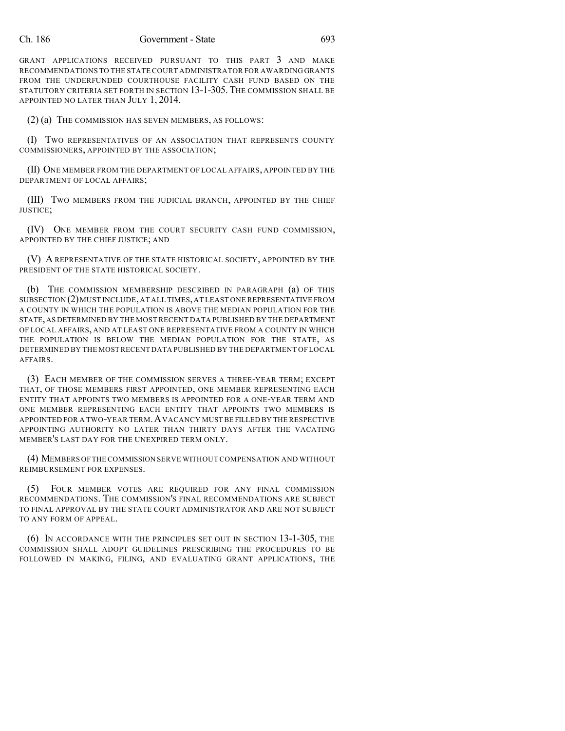GRANT APPLICATIONS RECEIVED PURSUANT TO THIS PART 3 AND MAKE RECOMMENDATIONS TO THE STATE COURT ADMINISTRATOR FOR AWARDING GRANTS FROM THE UNDERFUNDED COURTHOUSE FACILITY CASH FUND BASED ON THE STATUTORY CRITERIA SET FORTH IN SECTION 13-1-305. THE COMMISSION SHALL BE APPOINTED NO LATER THAN JULY 1, 2014.

(2) (a) THE COMMISSION HAS SEVEN MEMBERS, AS FOLLOWS:

(I) TWO REPRESENTATIVES OF AN ASSOCIATION THAT REPRESENTS COUNTY COMMISSIONERS, APPOINTED BY THE ASSOCIATION;

(II) ONE MEMBER FROM THE DEPARTMENT OF LOCAL AFFAIRS, APPOINTED BY THE DEPARTMENT OF LOCAL AFFAIRS;

(III) TWO MEMBERS FROM THE JUDICIAL BRANCH, APPOINTED BY THE CHIEF JUSTICE;

(IV) ONE MEMBER FROM THE COURT SECURITY CASH FUND COMMISSION, APPOINTED BY THE CHIEF JUSTICE; AND

(V) A REPRESENTATIVE OF THE STATE HISTORICAL SOCIETY, APPOINTED BY THE PRESIDENT OF THE STATE HISTORICAL SOCIETY.

(b) THE COMMISSION MEMBERSHIP DESCRIBED IN PARAGRAPH (a) OF THIS SUBSECTION (2) MUST INCLUDE, AT ALL TIMES, AT LEAST ONE REPRESENTATIVE FROM A COUNTY IN WHICH THE POPULATION IS ABOVE THE MEDIAN POPULATION FOR THE STATE, AS DETERMINED BY THE MOST RECENT DATA PUBLISHED BY THE DEPARTMENT OF LOCAL AFFAIRS, AND AT LEAST ONE REPRESENTATIVE FROM A COUNTY IN WHICH THE POPULATION IS BELOW THE MEDIAN POPULATION FOR THE STATE, AS DETERMINED BY THE MOST RECENT DATA PUBLISHED BY THE DEPARTMENT OF LOCAL AFFAIRS.

(3) EACH MEMBER OF THE COMMISSION SERVES A THREE-YEAR TERM; EXCEPT THAT, OF THOSE MEMBERS FIRST APPOINTED, ONE MEMBER REPRESENTING EACH ENTITY THAT APPOINTS TWO MEMBERS IS APPOINTED FOR A ONE-YEAR TERM AND ONE MEMBER REPRESENTING EACH ENTITY THAT APPOINTS TWO MEMBERS IS APPOINTED FOR A TWO-YEAR TERM. A VACANCY MUST BE FILLED BY THE RESPECTIVE APPOINTING AUTHORITY NO LATER THAN THIRTY DAYS AFTER THE VACATING MEMBER'S LAST DAY FOR THE UNEXPIRED TERM ONLY.

(4) MEMBERS OF THE COMMISSION SERVE WITHOUT COMPENSATION AND WITHOUT REIMBURSEMENT FOR EXPENSES.

(5) FOUR MEMBER VOTES ARE REQUIRED FOR ANY FINAL COMMISSION RECOMMENDATIONS. THE COMMISSION'S FINAL RECOMMENDATIONS ARE SUBJECT TO FINAL APPROVAL BY THE STATE COURT ADMINISTRATOR AND ARE NOT SUBJECT TO ANY FORM OF APPEAL.

(6) IN ACCORDANCE WITH THE PRINCIPLES SET OUT IN SECTION 13-1-305, THE COMMISSION SHALL ADOPT GUIDELINES PRESCRIBING THE PROCEDURES TO BE FOLLOWED IN MAKING, FILING, AND EVALUATING GRANT APPLICATIONS, THE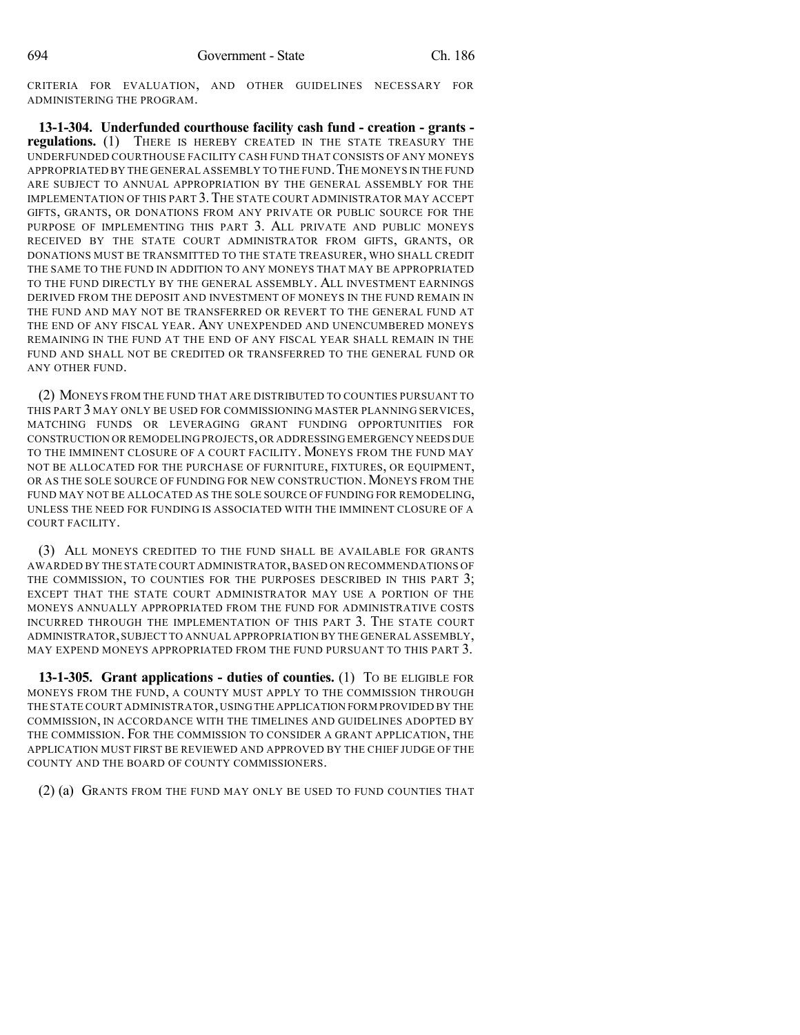CRITERIA FOR EVALUATION, AND OTHER GUIDELINES NECESSARY FOR ADMINISTERING THE PROGRAM.

**13-1-304. Underfunded courthouse facility cash fund - creation - grants - regulations.** (1) THERE IS HEREBY CREATED IN THE STATE TREASURY THE UNDERFUNDED COURTHOUSE FACILITY CASH FUND THAT CONSISTS OF ANY MONEYS APPROPRIATED BY THE GENERAL ASSEMBLY TO THE FUND. THE MONEYS IN THE FUND ARE SUBJECT TO ANNUAL APPROPRIATION BY THE GENERAL ASSEMBLY FOR THE IMPLEMENTATION OF THIS PART 3. THE STATE COURT ADMINISTRATOR MAY ACCEPT GIFTS, GRANTS, OR DONATIONS FROM ANY PRIVATE OR PUBLIC SOURCE FOR THE PURPOSE OF IMPLEMENTING THIS PART 3. ALL PRIVATE AND PUBLIC MONEYS RECEIVED BY THE STATE COURT ADMINISTRATOR FROM GIFTS, GRANTS, OR DONATIONS MUST BE TRANSMITTED TO THE STATE TREASURER, WHO SHALL CREDIT THE SAME TO THE FUND IN ADDITION TO ANY MONEYS THAT MAY BE APPROPRIATED TO THE FUND DIRECTLY BY THE GENERAL ASSEMBLY. ALL INVESTMENT EARNINGS DERIVED FROM THE DEPOSIT AND INVESTMENT OF MONEYS IN THE FUND REMAIN IN THE FUND AND MAY NOT BE TRANSFERRED OR REVERT TO THE GENERAL FUND AT THE END OF ANY FISCAL YEAR. ANY UNEXPENDED AND UNENCUMBERED MONEYS REMAINING IN THE FUND AT THE END OF ANY FISCAL YEAR SHALL REMAIN IN THE FUND AND SHALL NOT BE CREDITED OR TRANSFERRED TO THE GENERAL FUND OR ANY OTHER FUND.

(2) MONEYS FROM THE FUND THAT ARE DISTRIBUTED TO COUNTIES PURSUANT TO THIS PART 3 MAY ONLY BE USED FOR COMMISSIONING MASTER PLANNING SERVICES, MATCHING FUNDS OR LEVERAGING GRANT FUNDING OPPORTUNITIES FOR CONSTRUCTION OR REMODELING PROJECTS, OR ADDRESSING EMERGENCY NEEDS DUE TO THE IMMINENT CLOSURE OF A COURT FACILITY. MONEYS FROM THE FUND MAY NOT BE ALLOCATED FOR THE PURCHASE OF FURNITURE, FIXTURES, OR EQUIPMENT, OR AS THE SOLE SOURCE OF FUNDING FOR NEW CONSTRUCTION. MONEYS FROM THE FUND MAY NOT BE ALLOCATED AS THE SOLE SOURCE OF FUNDING FOR REMODELING, UNLESS THE NEED FOR FUNDING IS ASSOCIATED WITH THE IMMINENT CLOSURE OF A COURT FACILITY.

(3) ALL MONEYS CREDITED TO THE FUND SHALL BE AVAILABLE FOR GRANTS AWARDED BY THE STATE COURT ADMINISTRATOR, BASED ON RECOMMENDATIONS OF THE COMMISSION, TO COUNTIES FOR THE PURPOSES DESCRIBED IN THIS PART 3; EXCEPT THAT THE STATE COURT ADMINISTRATOR MAY USE A PORTION OF THE MONEYS ANNUALLY APPROPRIATED FROM THE FUND FOR ADMINISTRATIVE COSTS INCURRED THROUGH THE IMPLEMENTATION OF THIS PART 3. THE STATE COURT ADMINISTRATOR, SUBJECT TO ANNUAL APPROPRIATION BY THE GENERAL ASSEMBLY, MAY EXPEND MONEYS APPROPRIATED FROM THE FUND PURSUANT TO THIS PART 3.

**13-1-305. Grant applications - duties of counties.** (1) TO BE ELIGIBLE FOR MONEYS FROM THE FUND, A COUNTY MUST APPLY TO THE COMMISSION THROUGH THE STATE COURT ADMINISTRATOR, USING THE APPLICATION FORM PROVIDED BY THE COMMISSION, IN ACCORDANCE WITH THE TIMELINES AND GUIDELINES ADOPTED BY THE COMMISSION. FOR THE COMMISSION TO CONSIDER A GRANT APPLICATION, THE APPLICATION MUST FIRST BE REVIEWED AND APPROVED BY THE CHIEF JUDGE OF THE COUNTY AND THE BOARD OF COUNTY COMMISSIONERS.

(2) (a) GRANTS FROM THE FUND MAY ONLY BE USED TO FUND COUNTIES THAT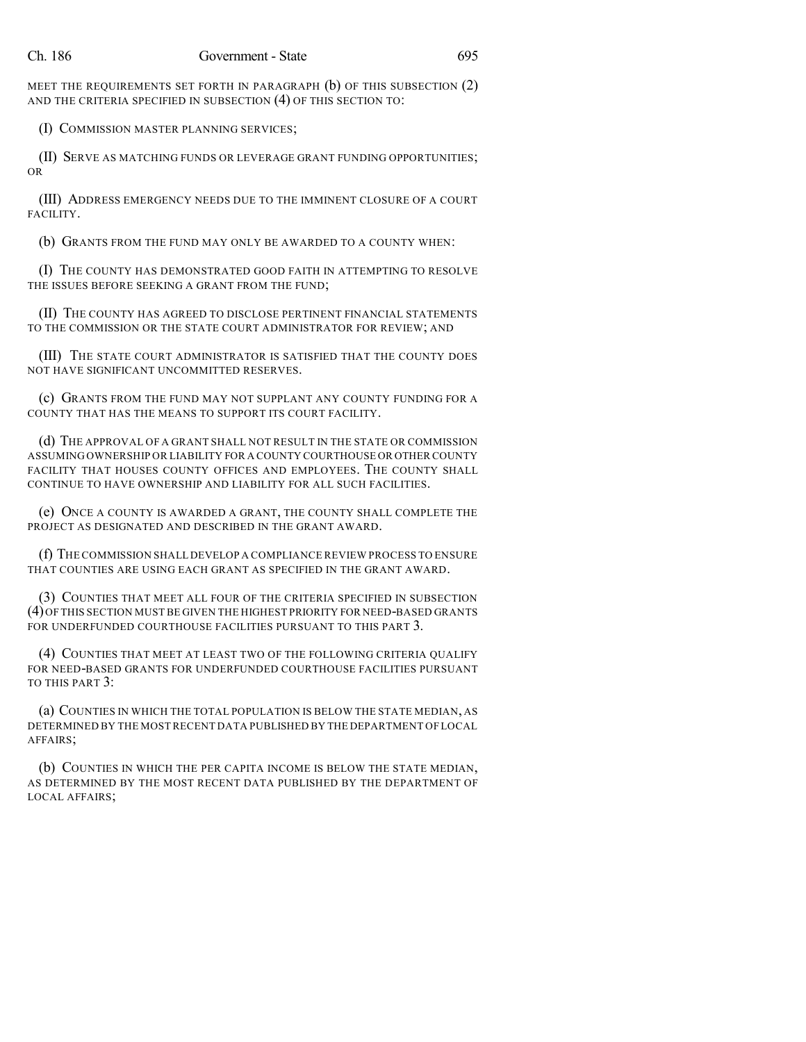MEET THE REQUIREMENTS SET FORTH IN PARAGRAPH (b) OF THIS SUBSECTION (2) AND THE CRITERIA SPECIFIED IN SUBSECTION (4) OF THIS SECTION TO:

(I) COMMISSION MASTER PLANNING SERVICES;

(II) SERVE AS MATCHING FUNDS OR LEVERAGE GRANT FUNDING OPPORTUNITIES; OR

(III) ADDRESS EMERGENCY NEEDS DUE TO THE IMMINENT CLOSURE OF A COURT FACILITY.

(b) GRANTS FROM THE FUND MAY ONLY BE AWARDED TO A COUNTY WHEN:

(I) THE COUNTY HAS DEMONSTRATED GOOD FAITH IN ATTEMPTING TO RESOLVE THE ISSUES BEFORE SEEKING A GRANT FROM THE FUND;

(II) THE COUNTY HAS AGREED TO DISCLOSE PERTINENT FINANCIAL STATEMENTS TO THE COMMISSION OR THE STATE COURT ADMINISTRATOR FOR REVIEW; AND

(III) THE STATE COURT ADMINISTRATOR IS SATISFIED THAT THE COUNTY DOES NOT HAVE SIGNIFICANT UNCOMMITTED RESERVES.

(c) GRANTS FROM THE FUND MAY NOT SUPPLANT ANY COUNTY FUNDING FOR A COUNTY THAT HAS THE MEANS TO SUPPORT ITS COURT FACILITY.

(d) THE APPROVAL OF A GRANT SHALL NOT RESULT IN THE STATE OR COMMISSION ASSUMING OWNERSHIP OR LIABILITY FOR A COUNTY COURTHOUSE OR OTHER COUNTY FACILITY THAT HOUSES COUNTY OFFICES AND EMPLOYEES. THE COUNTY SHALL CONTINUE TO HAVE OWNERSHIP AND LIABILITY FOR ALL SUCH FACILITIES.

(e) ONCE A COUNTY IS AWARDED A GRANT, THE COUNTY SHALL COMPLETE THE PROJECT AS DESIGNATED AND DESCRIBED IN THE GRANT AWARD.

(f) THE COMMISSION SHALL DEVELOP A COMPLIANCE REVIEW PROCESS TO ENSURE THAT COUNTIES ARE USING EACH GRANT AS SPECIFIED IN THE GRANT AWARD.

(3) COUNTIES THAT MEET ALL FOUR OF THE CRITERIA SPECIFIED IN SUBSECTION (4) OF THIS SECTION MUST BE GIVEN THE HIGHEST PRIORITY FOR NEED-BASED GRANTS FOR UNDERFUNDED COURTHOUSE FACILITIES PURSUANT TO THIS PART 3.

(4) COUNTIES THAT MEET AT LEAST TWO OF THE FOLLOWING CRITERIA QUALIFY FOR NEED-BASED GRANTS FOR UNDERFUNDED COURTHOUSE FACILITIES PURSUANT TO THIS PART 3:

(a) COUNTIES IN WHICH THE TOTAL POPULATION IS BELOW THE STATE MEDIAN, AS DETERMINED BY THE MOST RECENT DATA PUBLISHED BY THE DEPARTMENT OF LOCAL AFFAIRS;

(b) COUNTIES IN WHICH THE PER CAPITA INCOME IS BELOW THE STATE MEDIAN, AS DETERMINED BY THE MOST RECENT DATA PUBLISHED BY THE DEPARTMENT OF LOCAL AFFAIRS;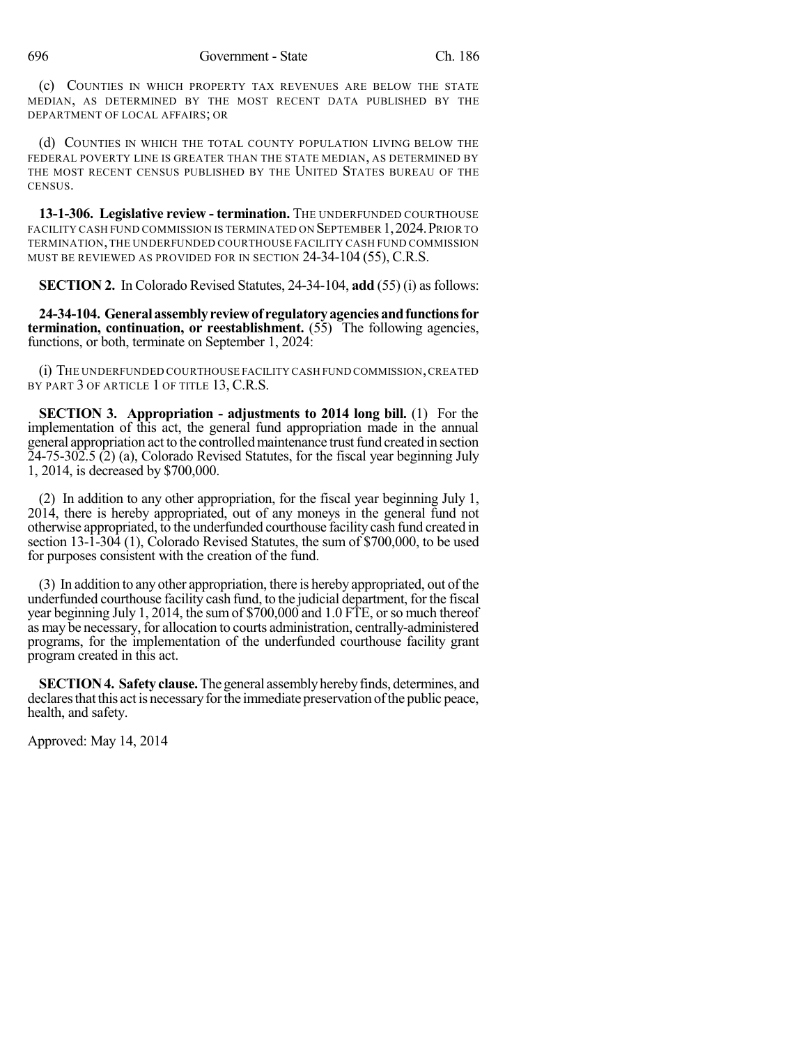(c) COUNTIES IN WHICH PROPERTY TAX REVENUES ARE BELOW THE STATE MEDIAN, AS DETERMINED BY THE MOST RECENT DATA PUBLISHED BY THE DEPARTMENT OF LOCAL AFFAIRS; OR

(d) COUNTIES IN WHICH THE TOTAL COUNTY POPULATION LIVING BELOW THE FEDERAL POVERTY LINE IS GREATER THAN THE STATE MEDIAN, AS DETERMINED BY THE MOST RECENT CENSUS PUBLISHED BY THE UNITED STATES BUREAU OF THE CENSUS.

**13-1-306. Legislative review - termination.** THE UNDERFUNDED COURTHOUSE FACILITY CASH FUND COMMISSION IS TERMINATED ON SEPTEMBER 1, 2024. PRIOR TO TERMINATION, THE UNDERFUNDED COURTHOUSE FACILITY CASH FUND COMMISSION MUST BE REVIEWED AS PROVIDED FOR IN SECTION 24-34-104 (55), C.R.S.

**SECTION 2.** In Colorado Revised Statutes, 24-34-104, **add** (55) (i) as follows:

**24-34-104. General assembly review of regulatory agencies and functions for termination, continuation, or reestablishment.** (55) The following agencies, functions, or both, terminate on September 1, 2024:

(i) THE UNDERFUNDED COURTHOUSE FACILITY CASH FUND COMMISSION, CREATED BY PART 3 OF ARTICLE 1 OF TITLE 13, C.R.S.

**SECTION 3. Appropriation - adjustments to 2014 long bill.** (1) For the implementation of this act, the general fund appropriation made in the annual general appropriation act to the controlled maintenance trust fund created in section 24-75-302.5 (2) (a), Colorado Revised Statutes, for the fiscal year beginning July 1, 2014, is decreased by $700,000.

(2) In addition to any other appropriation, for the fiscal year beginning July 1, 2014, there is hereby appropriated, out of any moneys in the general fund not otherwise appropriated, to the underfunded courthouse facility cash fund created in section 13-1-304 (1), Colorado Revised Statutes, the sum of $700,000, to be used for purposes consistent with the creation of the fund.

(3) In addition to any other appropriation, there is hereby appropriated, out of the underfunded courthouse facility cash fund, to the judicial department, for the fiscal year beginning July 1, 2014, the sum of $700,000 and 1.0 FTE, or so much thereof as may be necessary, for allocation to courts administration, centrally-administered programs, for the implementation of the underfunded courthouse facility grant program created in this act.

**SECTION 4. Safety clause.** The general assembly hereby finds, determines, and declares that this act is necessary for the immediate preservation of the public peace, health, and safety.

Approved: May 14, 2014